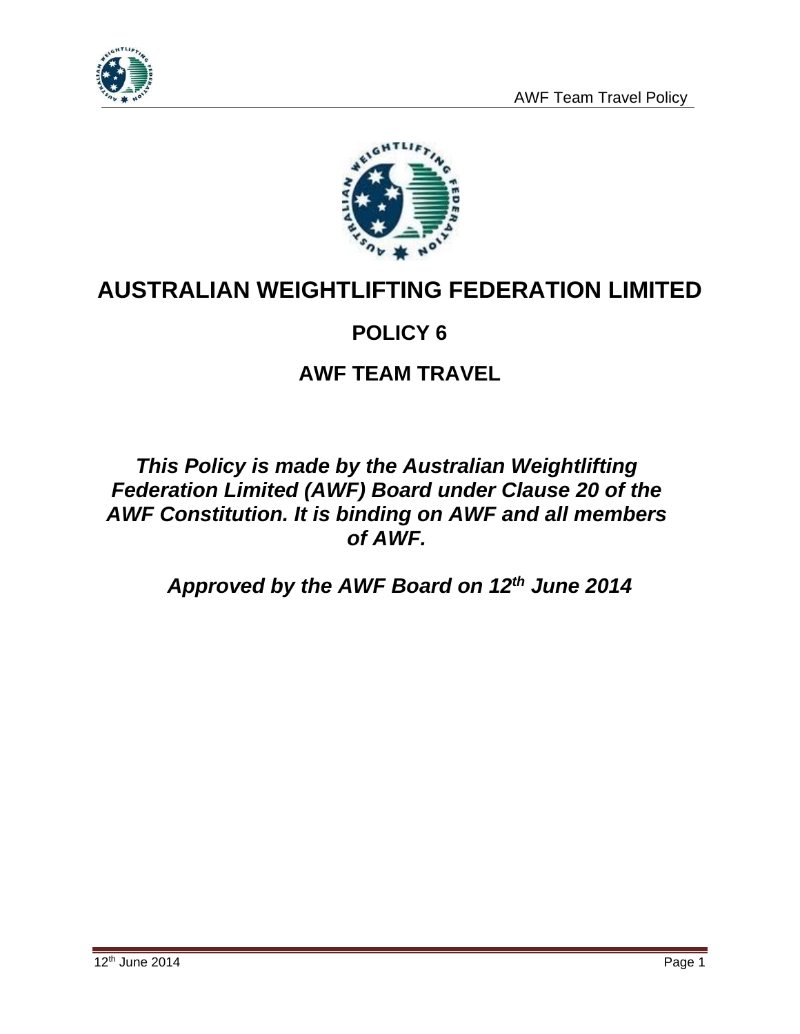# AUSTRALIAN WEIGHTLIFTING FEDERATION LIMITED

## POLICY 6

## AWF TEAM TRAVEL

***This Policy is made by the Australian Weightlifting Federation Limited (AWF) Board under Clause 20 of the AWF Constitution. It is binding on AWF and all members of AWF.***

***Approved by the AWF Board on 12th June 2014***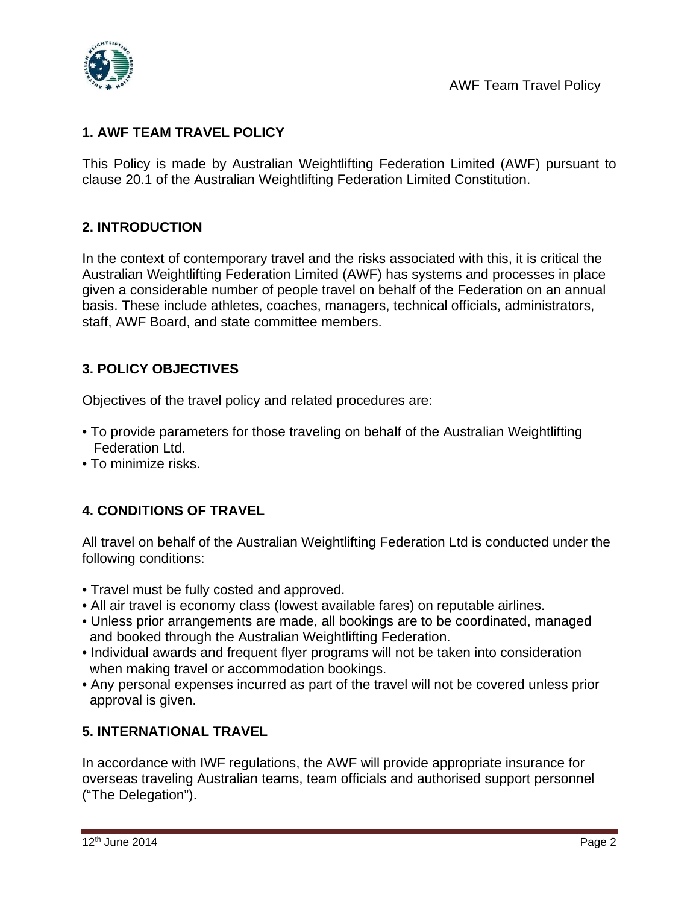## 1. AWF TEAM TRAVEL POLICY

This Policy is made by Australian Weightlifting Federation Limited (AWF) pursuant to clause 20.1 of the Australian Weightlifting Federation Limited Constitution.

## 2. INTRODUCTION

In the context of contemporary travel and the risks associated with this, it is critical the Australian Weightlifting Federation Limited (AWF) has systems and processes in place given a considerable number of people travel on behalf of the Federation on an annual basis. These include athletes, coaches, managers, technical officials, administrators, staff, AWF Board, and state committee members.

## 3. POLICY OBJECTIVES

Objectives of the travel policy and related procedures are:

- To provide parameters for those traveling on behalf of the Australian Weightlifting Federation Ltd.
- To minimize risks.

## 4. CONDITIONS OF TRAVEL

All travel on behalf of the Australian Weightlifting Federation Ltd is conducted under the following conditions:

- Travel must be fully costed and approved.
- All air travel is economy class (lowest available fares) on reputable airlines.
- Unless prior arrangements are made, all bookings are to be coordinated, managed and booked through the Australian Weightlifting Federation.
- Individual awards and frequent flyer programs will not be taken into consideration when making travel or accommodation bookings.
- Any personal expenses incurred as part of the travel will not be covered unless prior approval is given.

## 5. INTERNATIONAL TRAVEL

In accordance with IWF regulations, the AWF will provide appropriate insurance for overseas traveling Australian teams, team officials and authorised support personnel ("The Delegation").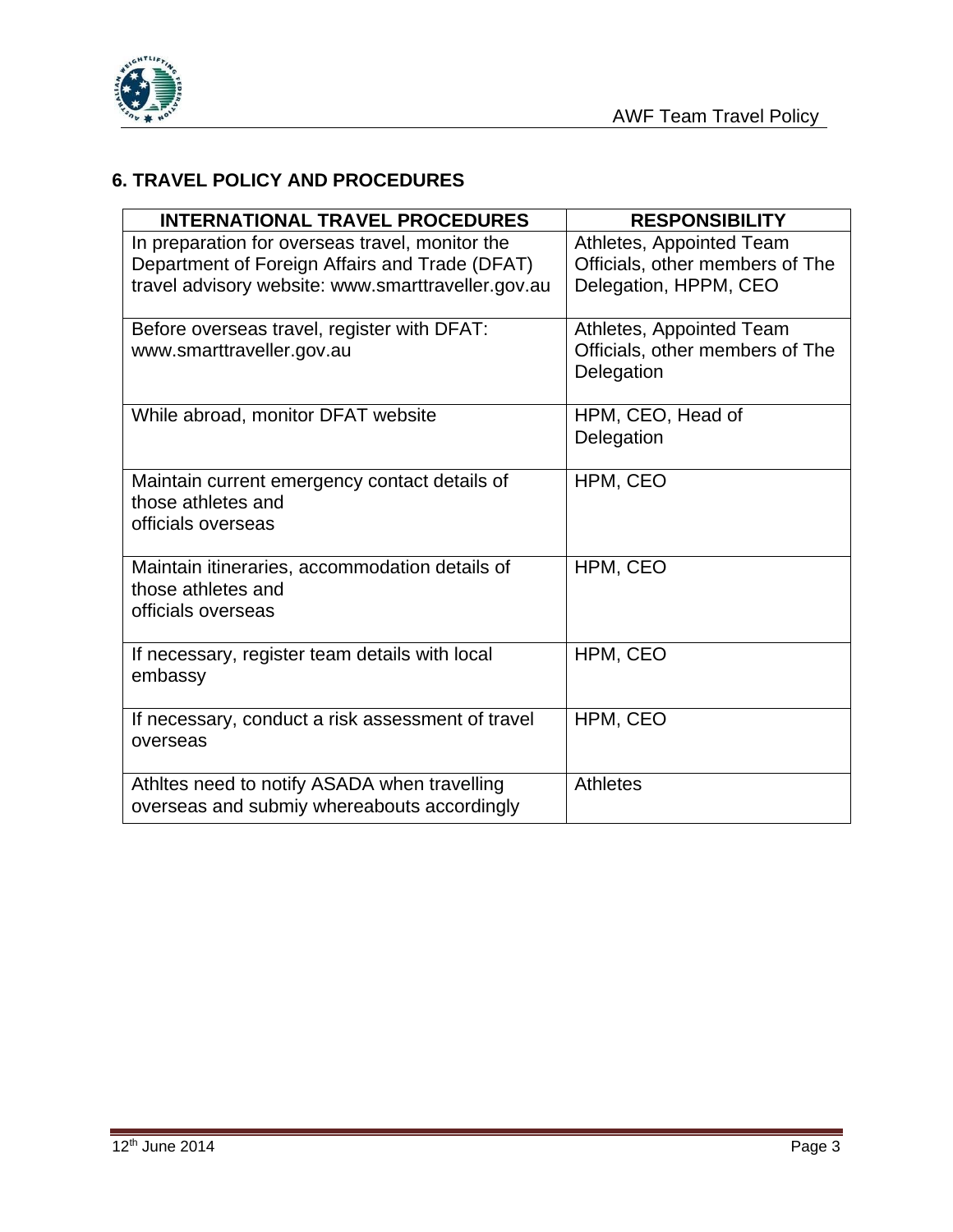## 6. TRAVEL POLICY AND PROCEDURES

| INTERNATIONAL TRAVEL PROCEDURES | RESPONSIBILITY |
|---|---|
| In preparation for overseas travel, monitor the Department of Foreign Affairs and Trade (DFAT) travel advisory website: www.smarttraveller.gov.au | Athletes, Appointed Team Officials, other members of The Delegation, HPPM, CEO |
| Before overseas travel, register with DFAT: www.smarttraveller.gov.au | Athletes, Appointed Team Officials, other members of The Delegation |
| While abroad, monitor DFAT website | HPM, CEO, Head of Delegation |
| Maintain current emergency contact details of those athletes and officials overseas | HPM, CEO |
| Maintain itineraries, accommodation details of those athletes and officials overseas | HPM, CEO |
| If necessary, register team details with local embassy | HPM, CEO |
| If necessary, conduct a risk assessment of travel overseas | HPM, CEO |
| Athltes need to notify ASADA when travelling overseas and submiy whereabouts accordingly | Athletes |